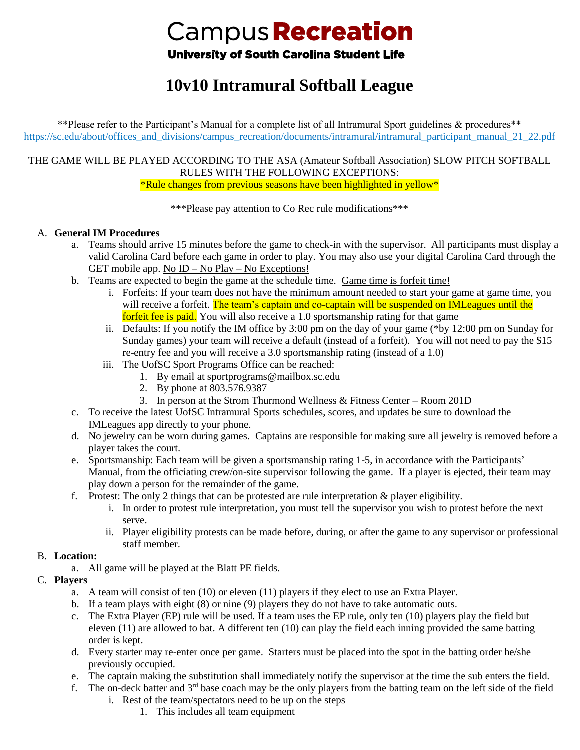# Campus Recreation

**University of South Carolina Student Life**

# 10v10 Intramural Softball League

**Please refer to the Participant's Manual for a complete list of all Intramural Sport guidelines & procedures**
https://sc.edu/about/offices_and_divisions/campus_recreation/documents/intramural/intramural_participant_manual_21_22.pdf

THE GAME WILL BE PLAYED ACCORDING TO THE ASA (Amateur Softball Association) SLOW PITCH SOFTBALL RULES WITH THE FOLLOWING EXCEPTIONS:
*Rule changes from previous seasons have been highlighted in yellow*

***Please pay attention to Co Rec rule modifications***

A. **General IM Procedures**
   a. Teams should arrive 15 minutes before the game to check-in with the supervisor. All participants must display a valid Carolina Card before each game in order to play. You may also use your digital Carolina Card through the GET mobile app. No ID – No Play – No Exceptions!
   b. Teams are expected to begin the game at the schedule time. Game time is forfeit time!
      i. Forfeits: If your team does not have the minimum amount needed to start your game at game time, you will receive a forfeit. The team's captain and co-captain will be suspended on IMLeagues until the forfeit fee is paid. You will also receive a 1.0 sportsmanship rating for that game
      ii. Defaults: If you notify the IM office by 3:00 pm on the day of your game (*by 12:00 pm on Sunday for Sunday games) your team will receive a default (instead of a forfeit). You will not need to pay the $15 re-entry fee and you will receive a 3.0 sportsmanship rating (instead of a 1.0)
      iii. The UofSC Sport Programs Office can be reached:
         1. By email at sportprograms@mailbox.sc.edu
         2. By phone at 803.576.9387
         3. In person at the Strom Thurmond Wellness & Fitness Center – Room 201D
   c. To receive the latest UofSC Intramural Sports schedules, scores, and updates be sure to download the IMLeagues app directly to your phone.
   d. No jewelry can be worn during games. Captains are responsible for making sure all jewelry is removed before a player takes the court.
   e. Sportsmanship: Each team will be given a sportsmanship rating 1-5, in accordance with the Participants' Manual, from the officiating crew/on-site supervisor following the game. If a player is ejected, their team may play down a person for the remainder of the game.
   f. Protest: The only 2 things that can be protested are rule interpretation & player eligibility.
      i. In order to protest rule interpretation, you must tell the supervisor you wish to protest before the next serve.
      ii. Player eligibility protests can be made before, during, or after the game to any supervisor or professional staff member.

B. **Location:**
   a. All game will be played at the Blatt PE fields.

C. **Players**
   a. A team will consist of ten (10) or eleven (11) players if they elect to use an Extra Player.
   b. If a team plays with eight (8) or nine (9) players they do not have to take automatic outs.
   c. The Extra Player (EP) rule will be used. If a team uses the EP rule, only ten (10) players play the field but eleven (11) are allowed to bat. A different ten (10) can play the field each inning provided the same batting order is kept.
   d. Every starter may re-enter once per game. Starters must be placed into the spot in the batting order he/she previously occupied.
   e. The captain making the substitution shall immediately notify the supervisor at the time the sub enters the field.
   f. The on-deck batter and 3rd base coach may be the only players from the batting team on the left side of the field
      i. Rest of the team/spectators need to be up on the steps
         1. This includes all team equipment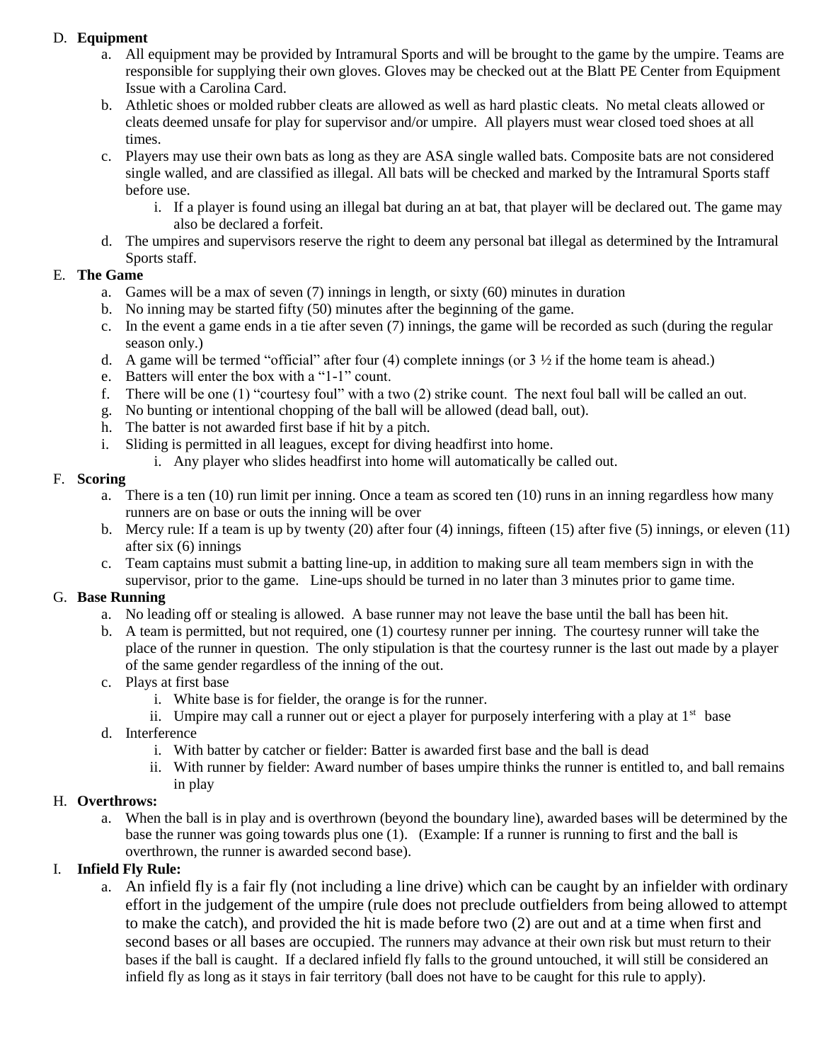D. **Equipment**

a. All equipment may be provided by Intramural Sports and will be brought to the game by the umpire. Teams are responsible for supplying their own gloves. Gloves may be checked out at the Blatt PE Center from Equipment Issue with a Carolina Card.

b. Athletic shoes or molded rubber cleats are allowed as well as hard plastic cleats. No metal cleats allowed or cleats deemed unsafe for play for supervisor and/or umpire. All players must wear closed toed shoes at all times.

c. Players may use their own bats as long as they are ASA single walled bats. Composite bats are not considered single walled, and are classified as illegal. All bats will be checked and marked by the Intramural Sports staff before use.

   i. If a player is found using an illegal bat during an at bat, that player will be declared out. The game may also be declared a forfeit.

d. The umpires and supervisors reserve the right to deem any personal bat illegal as determined by the Intramural Sports staff.

E. **The Game**

a. Games will be a max of seven (7) innings in length, or sixty (60) minutes in duration

b. No inning may be started fifty (50) minutes after the beginning of the game.

c. In the event a game ends in a tie after seven (7) innings, the game will be recorded as such (during the regular season only.)

d. A game will be termed "official" after four (4) complete innings (or 3 ½ if the home team is ahead.)

e. Batters will enter the box with a "1-1" count.

f. There will be one (1) "courtesy foul" with a two (2) strike count. The next foul ball will be called an out.

g. No bunting or intentional chopping of the ball will be allowed (dead ball, out).

h. The batter is not awarded first base if hit by a pitch.

i. Sliding is permitted in all leagues, except for diving headfirst into home.

   i. Any player who slides headfirst into home will automatically be called out.

F. **Scoring**

a. There is a ten (10) run limit per inning. Once a team as scored ten (10) runs in an inning regardless how many runners are on base or outs the inning will be over

b. Mercy rule: If a team is up by twenty (20) after four (4) innings, fifteen (15) after five (5) innings, or eleven (11) after six (6) innings

c. Team captains must submit a batting line-up, in addition to making sure all team members sign in with the supervisor, prior to the game. Line-ups should be turned in no later than 3 minutes prior to game time.

G. **Base Running**

a. No leading off or stealing is allowed. A base runner may not leave the base until the ball has been hit.

b. A team is permitted, but not required, one (1) courtesy runner per inning. The courtesy runner will take the place of the runner in question. The only stipulation is that the courtesy runner is the last out made by a player of the same gender regardless of the inning of the out.

c. Plays at first base

   i. White base is for fielder, the orange is for the runner.

   ii. Umpire may call a runner out or eject a player for purposely interfering with a play at 1st base

d. Interference

   i. With batter by catcher or fielder: Batter is awarded first base and the ball is dead

   ii. With runner by fielder: Award number of bases umpire thinks the runner is entitled to, and ball remains in play

H. **Overthrows:**

a. When the ball is in play and is overthrown (beyond the boundary line), awarded bases will be determined by the base the runner was going towards plus one (1). (Example: If a runner is running to first and the ball is overthrown, the runner is awarded second base).

I. **Infield Fly Rule:**

a. An infield fly is a fair fly (not including a line drive) which can be caught by an infielder with ordinary effort in the judgement of the umpire (rule does not preclude outfielders from being allowed to attempt to make the catch), and provided the hit is made before two (2) are out and at a time when first and second bases or all bases are occupied. The runners may advance at their own risk but must return to their bases if the ball is caught. If a declared infield fly falls to the ground untouched, it will still be considered an infield fly as long as it stays in fair territory (ball does not have to be caught for this rule to apply).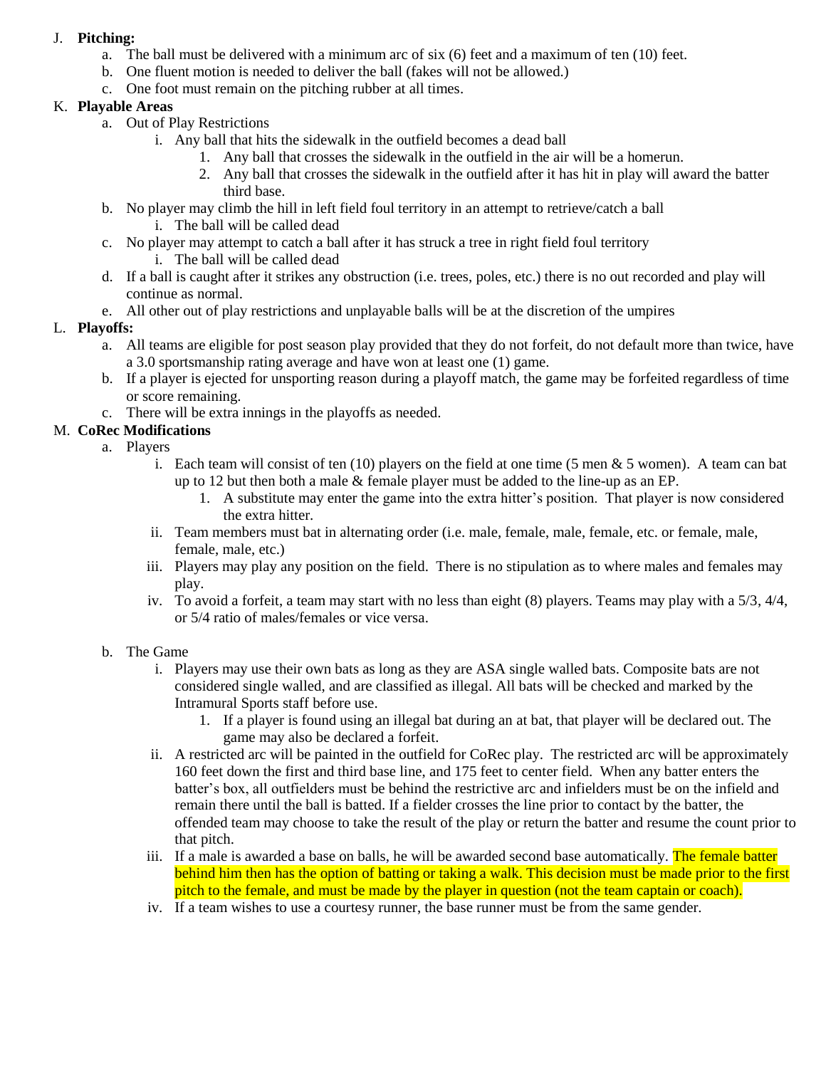J. **Pitching:**
   a. The ball must be delivered with a minimum arc of six (6) feet and a maximum of ten (10) feet.
   b. One fluent motion is needed to deliver the ball (fakes will not be allowed.)
   c. One foot must remain on the pitching rubber at all times.

K. **Playable Areas**
   a. Out of Play Restrictions
      i. Any ball that hits the sidewalk in the outfield becomes a dead ball
         1. Any ball that crosses the sidewalk in the outfield in the air will be a homerun.
         2. Any ball that crosses the sidewalk in the outfield after it has hit in play will award the batter third base.
   b. No player may climb the hill in left field foul territory in an attempt to retrieve/catch a ball
      i. The ball will be called dead
   c. No player may attempt to catch a ball after it has struck a tree in right field foul territory
      i. The ball will be called dead
   d. If a ball is caught after it strikes any obstruction (i.e. trees, poles, etc.) there is no out recorded and play will continue as normal.
   e. All other out of play restrictions and unplayable balls will be at the discretion of the umpires

L. **Playoffs:**
   a. All teams are eligible for post season play provided that they do not forfeit, do not default more than twice, have a 3.0 sportsmanship rating average and have won at least one (1) game.
   b. If a player is ejected for unsporting reason during a playoff match, the game may be forfeited regardless of time or score remaining.
   c. There will be extra innings in the playoffs as needed.

M. **CoRec Modifications**
   a. Players
      i. Each team will consist of ten (10) players on the field at one time (5 men & 5 women). A team can bat up to 12 but then both a male & female player must be added to the line-up as an EP.
         1. A substitute may enter the game into the extra hitter's position. That player is now considered the extra hitter.
      ii. Team members must bat in alternating order (i.e. male, female, male, female, etc. or female, male, female, male, etc.)
      iii. Players may play any position on the field. There is no stipulation as to where males and females may play.
      iv. To avoid a forfeit, a team may start with no less than eight (8) players. Teams may play with a 5/3, 4/4, or 5/4 ratio of males/females or vice versa.

   b. The Game
      i. Players may use their own bats as long as they are ASA single walled bats. Composite bats are not considered single walled, and are classified as illegal. All bats will be checked and marked by the Intramural Sports staff before use.
         1. If a player is found using an illegal bat during an at bat, that player will be declared out. The game may also be declared a forfeit.
      ii. A restricted arc will be painted in the outfield for CoRec play. The restricted arc will be approximately 160 feet down the first and third base line, and 175 feet to center field. When any batter enters the batter's box, all outfielders must be behind the restrictive arc and infielders must be on the infield and remain there until the ball is batted. If a fielder crosses the line prior to contact by the batter, the offended team may choose to take the result of the play or return the batter and resume the count prior to that pitch.
      iii. If a male is awarded a base on balls, he will be awarded second base automatically. The female batter behind him then has the option of batting or taking a walk. This decision must be made prior to the first pitch to the female, and must be made by the player in question (not the team captain or coach).
      iv. If a team wishes to use a courtesy runner, the base runner must be from the same gender.